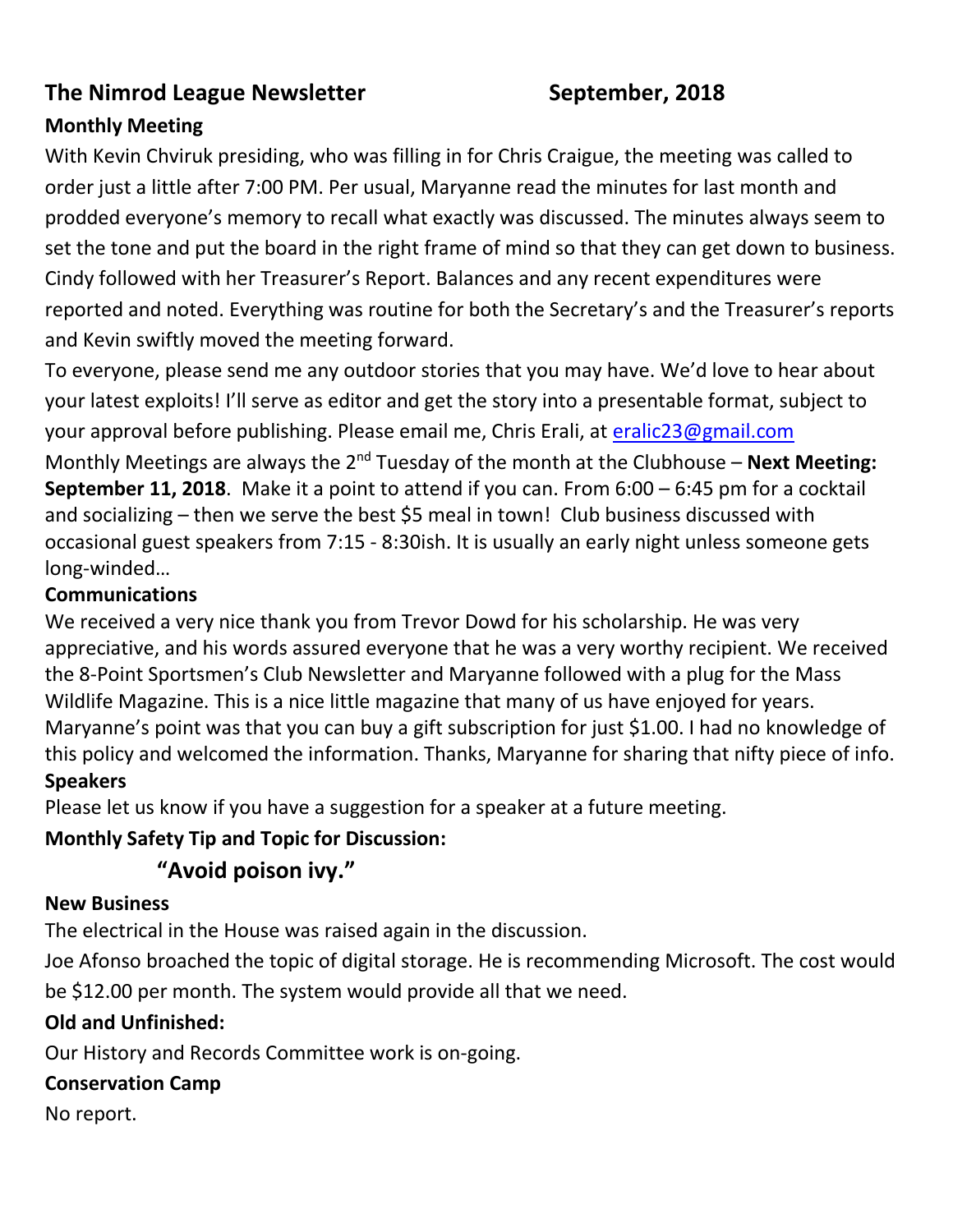# The Nimrod League Newsletter September, 2018

## Monthly Meeting

With Kevin Chviruk presiding, who was filling in for Chris Craigue, the meeting was called to order just a little after 7:00 PM. Per usual, Maryanne read the minutes for last month and prodded everyone's memory to recall what exactly was discussed. The minutes always seem to set the tone and put the board in the right frame of mind so that they can get down to business. Cindy followed with her Treasurer's Report. Balances and any recent expenditures were reported and noted. Everything was routine for both the Secretary's and the Treasurer's reports and Kevin swiftly moved the meeting forward.

To everyone, please send me any outdoor stories that you may have. We'd love to hear about your latest exploits! I'll serve as editor and get the story into a presentable format, subject to your approval before publishing. Please email me, Chris Erali, at eralic23@gmail.com

Monthly Meetings are always the 2nd Tuesday of the month at the Clubhouse – **Next Meeting: September 11, 2018**. Make it a point to attend if you can. From 6:00 – 6:45 pm for a cocktail and socializing – then we serve the best $5 meal in town! Club business discussed with occasional guest speakers from 7:15 - 8:30ish. It is usually an early night unless someone gets long-winded…

## Communications

We received a very nice thank you from Trevor Dowd for his scholarship. He was very appreciative, and his words assured everyone that he was a very worthy recipient. We received the 8-Point Sportsmen's Club Newsletter and Maryanne followed with a plug for the Mass Wildlife Magazine. This is a nice little magazine that many of us have enjoyed for years. Maryanne's point was that you can buy a gift subscription for just $1.00. I had no knowledge of this policy and welcomed the information. Thanks, Maryanne for sharing that nifty piece of info.

## Speakers

Please let us know if you have a suggestion for a speaker at a future meeting.

## Monthly Safety Tip and Topic for Discussion:

**"Avoid poison ivy."**

## New Business

The electrical in the House was raised again in the discussion.

Joe Afonso broached the topic of digital storage. He is recommending Microsoft. The cost would be $12.00 per month. The system would provide all that we need.

## Old and Unfinished:

Our History and Records Committee work is on-going.

## Conservation Camp

No report.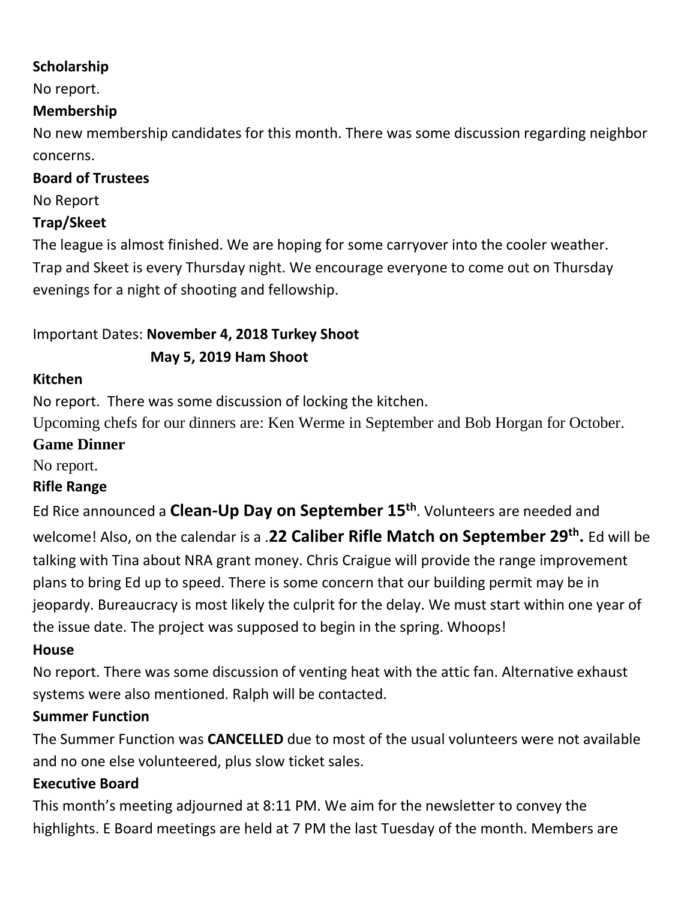**Scholarship**

No report.

**Membership**

No new membership candidates for this month. There was some discussion regarding neighbor concerns.

**Board of Trustees**

No Report

**Trap/Skeet**

The league is almost finished. We are hoping for some carryover into the cooler weather. Trap and Skeet is every Thursday night. We encourage everyone to come out on Thursday evenings for a night of shooting and fellowship.

Important Dates: **November 4, 2018 Turkey Shoot**
**May 5, 2019 Ham Shoot**

**Kitchen**

No report. There was some discussion of locking the kitchen.

Upcoming chefs for our dinners are: Ken Werme in September and Bob Horgan for October.

**Game Dinner**

No report.

**Rifle Range**

Ed Rice announced a **Clean-Up Day on September 15th**. Volunteers are needed and welcome! Also, on the calendar is a **.22 Caliber Rifle Match on September 29th.** Ed will be talking with Tina about NRA grant money. Chris Craigue will provide the range improvement plans to bring Ed up to speed. There is some concern that our building permit may be in jeopardy. Bureaucracy is most likely the culprit for the delay. We must start within one year of the issue date. The project was supposed to begin in the spring. Whoops!

**House**

No report. There was some discussion of venting heat with the attic fan. Alternative exhaust systems were also mentioned. Ralph will be contacted.

**Summer Function**

The Summer Function was **CANCELLED** due to most of the usual volunteers were not available and no one else volunteered, plus slow ticket sales.

**Executive Board**

This month's meeting adjourned at 8:11 PM. We aim for the newsletter to convey the highlights. E Board meetings are held at 7 PM the last Tuesday of the month. Members are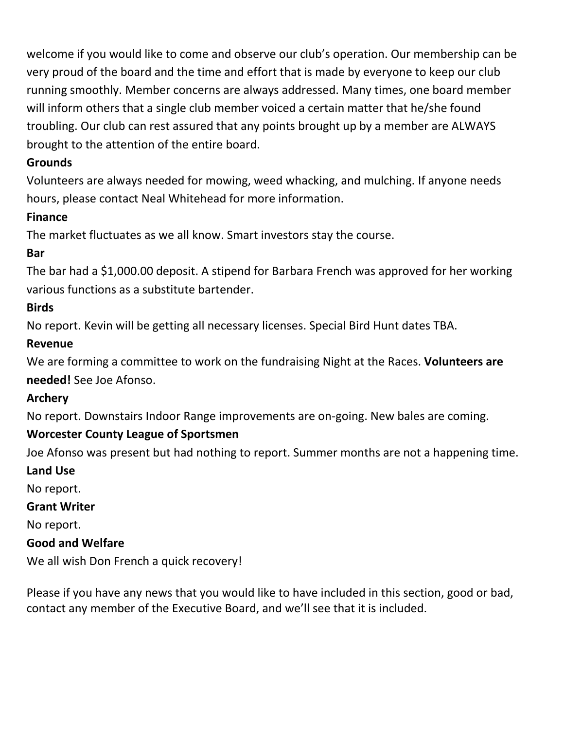welcome if you would like to come and observe our club's operation. Our membership can be very proud of the board and the time and effort that is made by everyone to keep our club running smoothly. Member concerns are always addressed. Many times, one board member will inform others that a single club member voiced a certain matter that he/she found troubling. Our club can rest assured that any points brought up by a member are ALWAYS brought to the attention of the entire board.

**Grounds**

Volunteers are always needed for mowing, weed whacking, and mulching. If anyone needs hours, please contact Neal Whitehead for more information.

**Finance**

The market fluctuates as we all know. Smart investors stay the course.

**Bar**

The bar had a $1,000.00 deposit. A stipend for Barbara French was approved for her working various functions as a substitute bartender.

**Birds**

No report. Kevin will be getting all necessary licenses. Special Bird Hunt dates TBA.

**Revenue**

We are forming a committee to work on the fundraising Night at the Races. **Volunteers are needed!** See Joe Afonso.

**Archery**

No report. Downstairs Indoor Range improvements are on-going. New bales are coming.

**Worcester County League of Sportsmen**

Joe Afonso was present but had nothing to report. Summer months are not a happening time.

**Land Use**

No report.

**Grant Writer**

No report.

**Good and Welfare**

We all wish Don French a quick recovery!

Please if you have any news that you would like to have included in this section, good or bad, contact any member of the Executive Board, and we'll see that it is included.